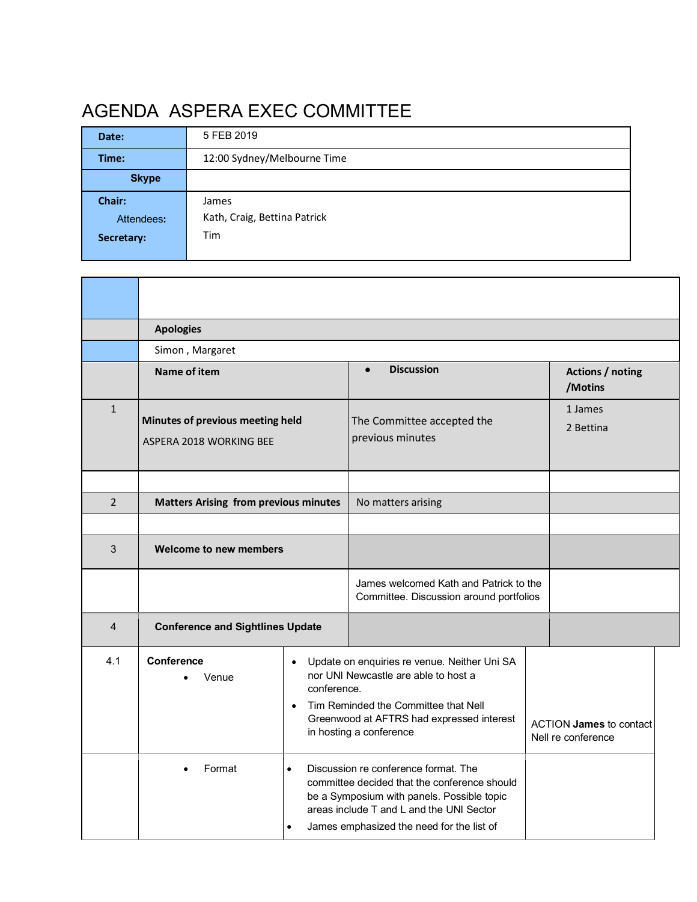# AGENDA  ASPERA EXEC COMMITTEE

| | |
|---|---|
| **Date:** | 5 FEB 2019 |
| **Time:** | 12:00 Sydney/Melbourne Time |
| **Skype** | |
| **Chair:**<br>Attendees:<br>**Secretary:** | James<br>Kath, Craig, Bettina Patrick<br>Tim |

| | | | |
|---|---|---|---|
| | | | |
| | **Apologies** | | |
| | Simon , Margaret | | |
| | **Name of item** | • **Discussion** | **Actions / noting /Motins** |
| 1 | **Minutes of previous meeting held**<br>ASPERA 2018 WORKING BEE | The Committee accepted the previous minutes | 1 James<br>2 Bettina |
| | | | |
| 2 | **Matters Arising from previous minutes** | No matters arising | |
| | | | |
| 3 | **Welcome to new members** | | |
| | | James welcomed Kath and Patrick to the Committee. Discussion around portfolios | |
| 4 | **Conference and Sightlines Update** | | |
| 4.1 | **Conference**<br>• Venue | • Update on enquiries re venue. Neither Uni SA nor UNI Newcastle are able to host a conference.<br>• Tim Reminded the Committee that Nell Greenwood at AFTRS had expressed interest in hosting a conference | ACTION **James** to contact Nell re conference |
| | • Format | • Discussion re conference format. The committee decided that the conference should be a Symposium with panels. Possible topic areas include T and L and the UNI Sector<br>• James emphasized the need for the list of | |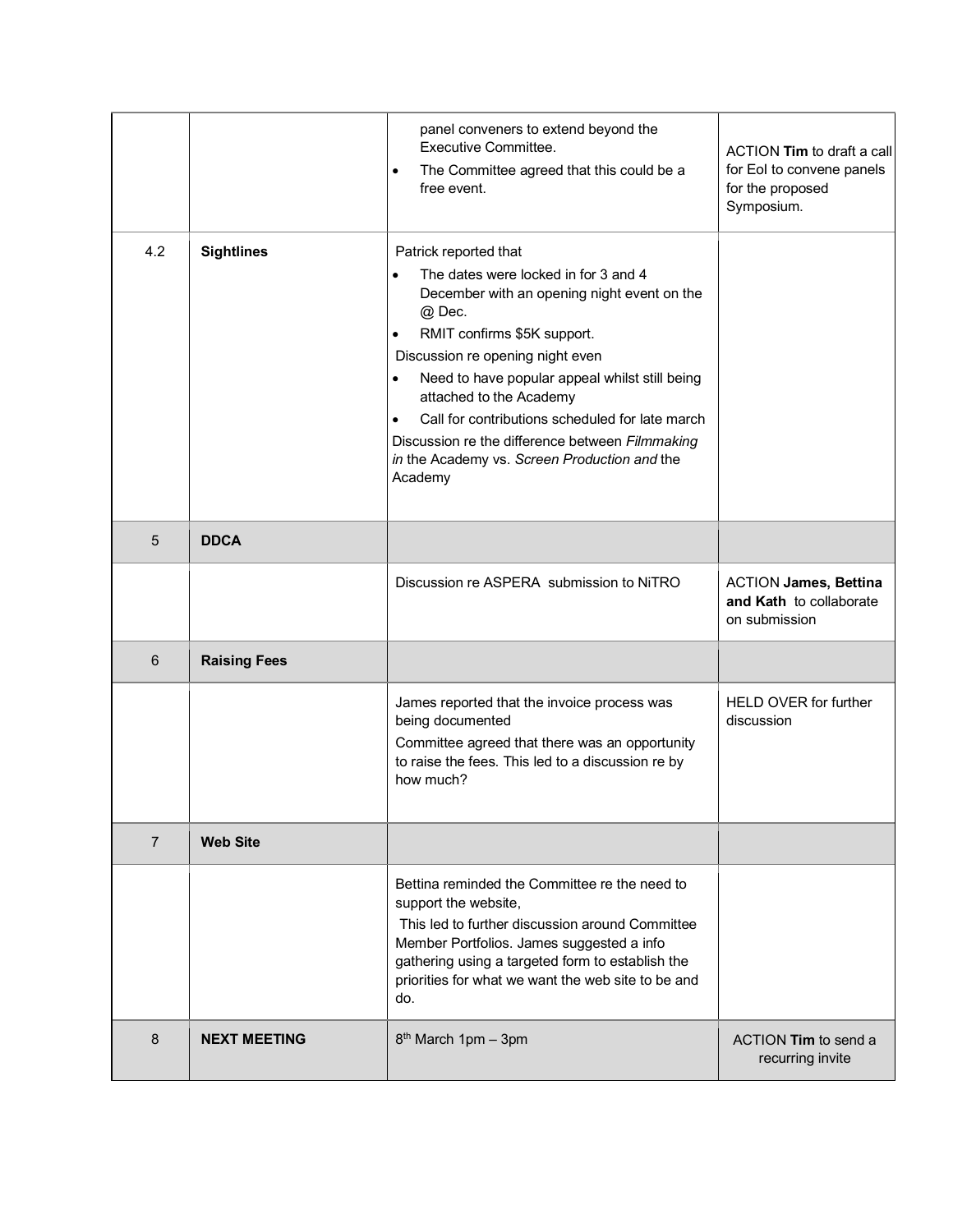| | | | |
|---|---|---|---|
| | | panel conveners to extend beyond the Executive Committee.<br>• The Committee agreed that this could be a free event. | ACTION **Tim** to draft a call for EoI to convene panels for the proposed Symposium. |
| 4.2 | **Sightlines** | Patrick reported that<br>• The dates were locked in for 3 and 4 December with an opening night event on the @ Dec.<br>• RMIT confirms $5K support.<br>Discussion re opening night even<br>• Need to have popular appeal whilst still being attached to the Academy<br>• Call for contributions scheduled for late march<br>Discussion re the difference between *Filmmaking in* the Academy vs. *Screen Production and* the Academy | |
| 5 | **DDCA** | | |
| | | Discussion re ASPERA submission to NiTRO | ACTION **James, Bettina and Kath** to collaborate on submission |
| 6 | **Raising Fees** | | |
| | | James reported that the invoice process was being documented<br>Committee agreed that there was an opportunity to raise the fees. This led to a discussion re by how much? | HELD OVER for further discussion |
| 7 | **Web Site** | | |
| | | Bettina reminded the Committee re the need to support the website,<br>This led to further discussion around Committee Member Portfolios. James suggested a info gathering using a targeted form to establish the priorities for what we want the web site to be and do. | |
| 8 | **NEXT MEETING** | 8th March 1pm – 3pm | ACTION **Tim** to send a recurring invite |